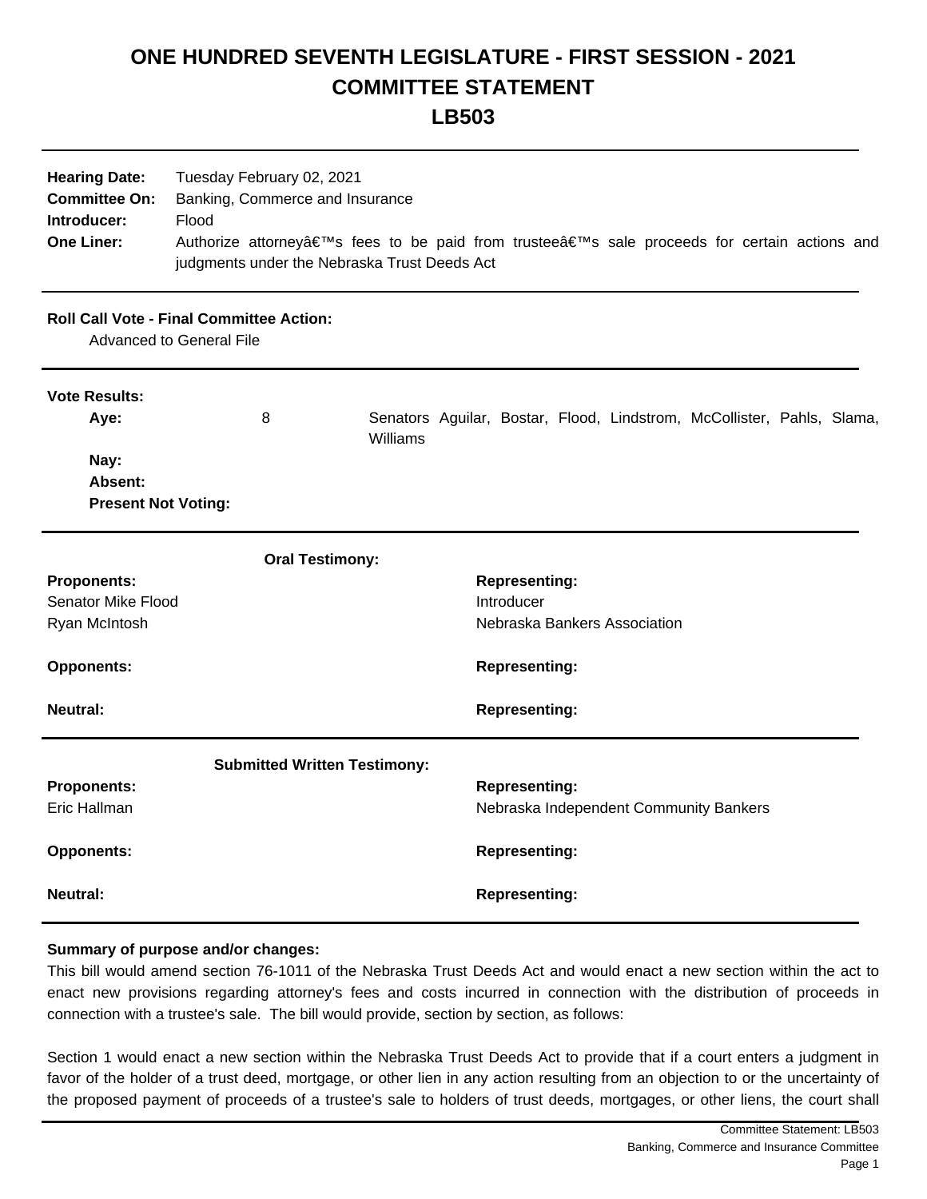# ONE HUNDRED SEVENTH LEGISLATURE - FIRST SESSION - 2021
# COMMITTEE STATEMENT
# LB503

| | |
|---|---|
| **Hearing Date:** | Tuesday February 02, 2021 |
| **Committee On:** | Banking, Commerce and Insurance |
| **Introducer:** | Flood |
| **One Liner:** | Authorize attorneyâ€™s fees to be paid from trusteeâ€™s sale proceeds for certain actions and judgments under the Nebraska Trust Deeds Act |

**Roll Call Vote - Final Committee Action:**

Advanced to General File

**Vote Results:**

| | | |
|---|---|---|
| **Aye:** | 8 | Senators Aguilar, Bostar, Flood, Lindstrom, McCollister, Pahls, Slama, Williams |
| **Nay:** | | |
| **Absent:** | | |
| **Present Not Voting:** | | |

**Oral Testimony:**

| Proponents: | Representing: |
|---|---|
| Senator Mike Flood | Introducer |
| Ryan McIntosh | Nebraska Bankers Association |
| **Opponents:** | **Representing:** |
| **Neutral:** | **Representing:** |

**Submitted Written Testimony:**

| Proponents: | Representing: |
|---|---|
| Eric Hallman | Nebraska Independent Community Bankers |
| **Opponents:** | **Representing:** |
| **Neutral:** | **Representing:** |

**Summary of purpose and/or changes:**

This bill would amend section 76-1011 of the Nebraska Trust Deeds Act and would enact a new section within the act to enact new provisions regarding attorney's fees and costs incurred in connection with the distribution of proceeds in connection with a trustee's sale. The bill would provide, section by section, as follows:

Section 1 would enact a new section within the Nebraska Trust Deeds Act to provide that if a court enters a judgment in favor of the holder of a trust deed, mortgage, or other lien in any action resulting from an objection to or the uncertainty of the proposed payment of proceeds of a trustee's sale to holders of trust deeds, mortgages, or other liens, the court shall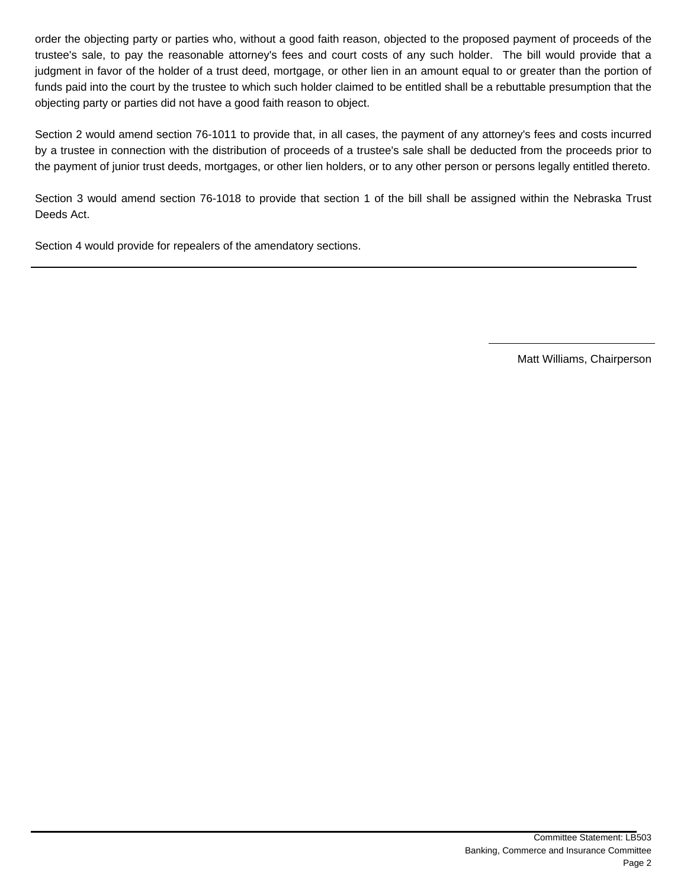order the objecting party or parties who, without a good faith reason, objected to the proposed payment of proceeds of the trustee's sale, to pay the reasonable attorney's fees and court costs of any such holder. The bill would provide that a judgment in favor of the holder of a trust deed, mortgage, or other lien in an amount equal to or greater than the portion of funds paid into the court by the trustee to which such holder claimed to be entitled shall be a rebuttable presumption that the objecting party or parties did not have a good faith reason to object.

Section 2 would amend section 76-1011 to provide that, in all cases, the payment of any attorney's fees and costs incurred by a trustee in connection with the distribution of proceeds of a trustee's sale shall be deducted from the proceeds prior to the payment of junior trust deeds, mortgages, or other lien holders, or to any other person or persons legally entitled thereto.

Section 3 would amend section 76-1018 to provide that section 1 of the bill shall be assigned within the Nebraska Trust Deeds Act.

Section 4 would provide for repealers of the amendatory sections.

---

Matt Williams, Chairperson